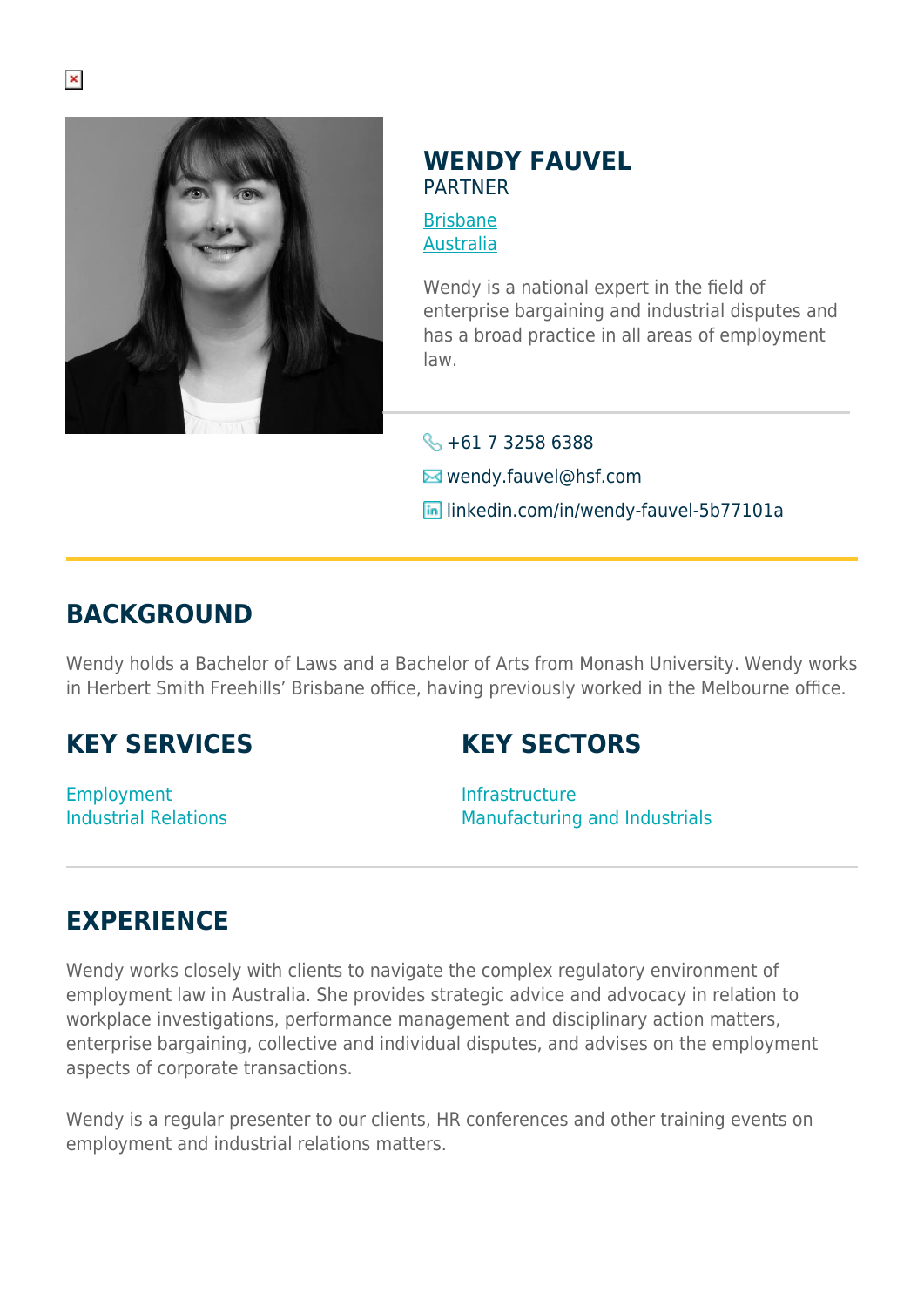# WENDY FAUVEL

PARTNER

[Brisbane](#)
[Australia](#)

Wendy is a national expert in the field of enterprise bargaining and industrial disputes and has a broad practice in all areas of employment law.

+61 7 3258 6388

wendy.fauvel@hsf.com

linkedin.com/in/wendy-fauvel-5b77101a

## BACKGROUND

Wendy holds a Bachelor of Laws and a Bachelor of Arts from Monash University. Wendy works in Herbert Smith Freehills' Brisbane office, having previously worked in the Melbourne office.

## KEY SERVICES

Employment
Industrial Relations

## KEY SECTORS

Infrastructure
Manufacturing and Industrials

## EXPERIENCE

Wendy works closely with clients to navigate the complex regulatory environment of employment law in Australia. She provides strategic advice and advocacy in relation to workplace investigations, performance management and disciplinary action matters, enterprise bargaining, collective and individual disputes, and advises on the employment aspects of corporate transactions.

Wendy is a regular presenter to our clients, HR conferences and other training events on employment and industrial relations matters.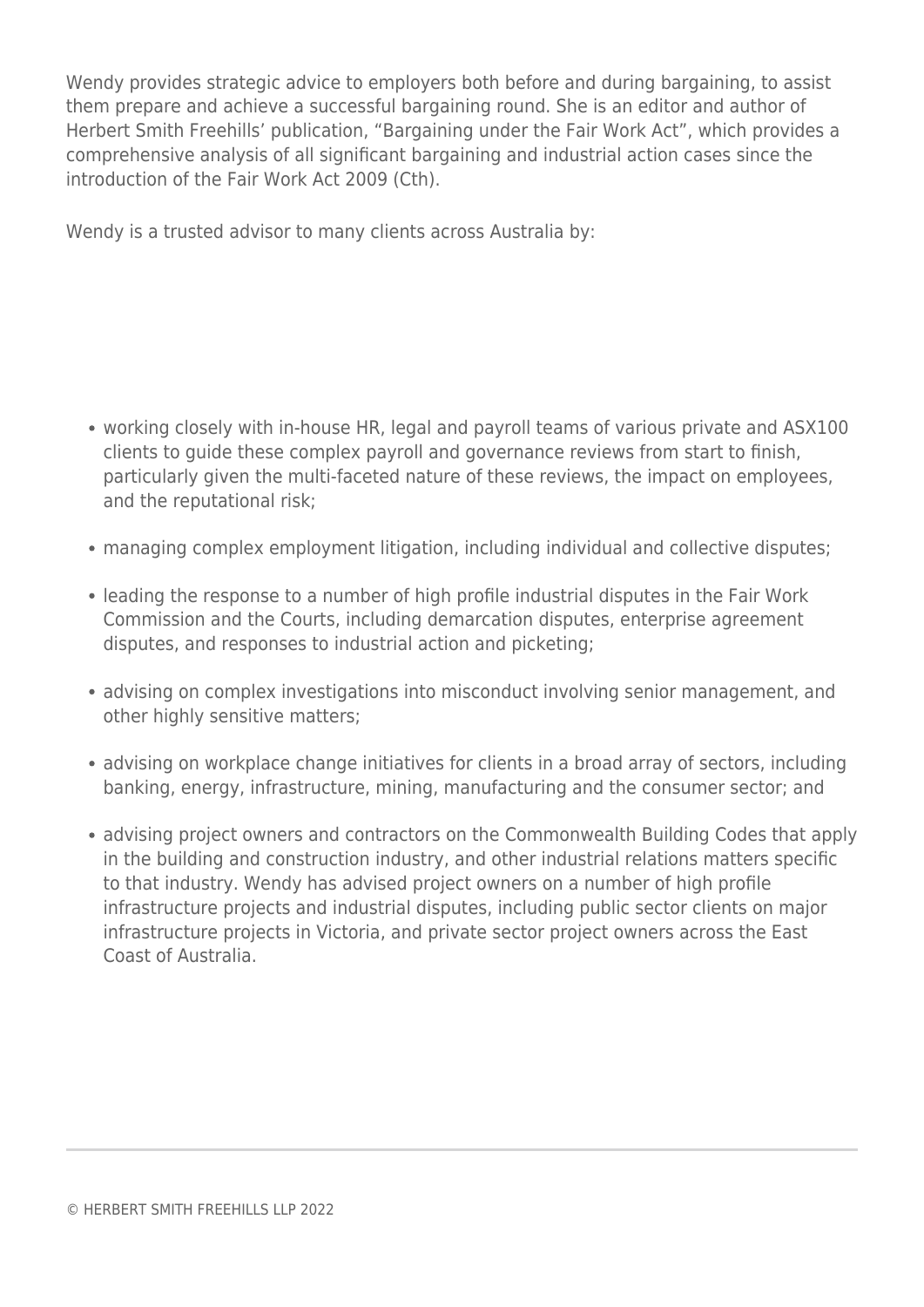Wendy provides strategic advice to employers both before and during bargaining, to assist them prepare and achieve a successful bargaining round. She is an editor and author of Herbert Smith Freehills' publication, "Bargaining under the Fair Work Act", which provides a comprehensive analysis of all significant bargaining and industrial action cases since the introduction of the Fair Work Act 2009 (Cth).

Wendy is a trusted advisor to many clients across Australia by:

- working closely with in-house HR, legal and payroll teams of various private and ASX100 clients to guide these complex payroll and governance reviews from start to finish, particularly given the multi-faceted nature of these reviews, the impact on employees, and the reputational risk;
- managing complex employment litigation, including individual and collective disputes;
- leading the response to a number of high profile industrial disputes in the Fair Work Commission and the Courts, including demarcation disputes, enterprise agreement disputes, and responses to industrial action and picketing;
- advising on complex investigations into misconduct involving senior management, and other highly sensitive matters;
- advising on workplace change initiatives for clients in a broad array of sectors, including banking, energy, infrastructure, mining, manufacturing and the consumer sector; and
- advising project owners and contractors on the Commonwealth Building Codes that apply in the building and construction industry, and other industrial relations matters specific to that industry. Wendy has advised project owners on a number of high profile infrastructure projects and industrial disputes, including public sector clients on major infrastructure projects in Victoria, and private sector project owners across the East Coast of Australia.

© HERBERT SMITH FREEHILLS LLP 2022